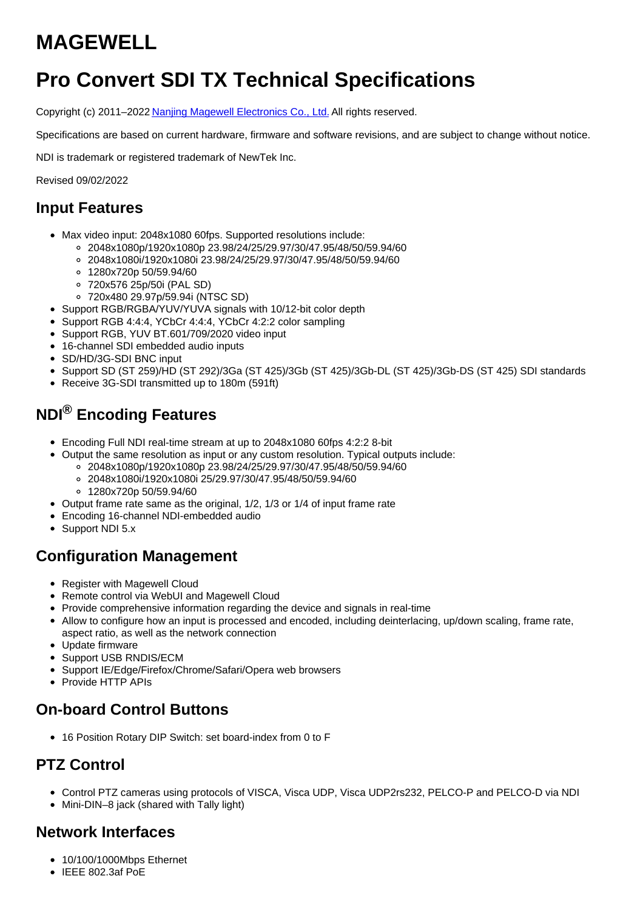# MAGEWELL

# Pro Convert SDI TX Technical Specifications

Copyright (c) 2011–2022 [Nanjing Magewell Electronics Co., Ltd.](#) All rights reserved.

Specifications are based on current hardware, firmware and software revisions, and are subject to change without notice.

NDI is trademark or registered trademark of NewTek Inc.

Revised 09/02/2022

## Input Features

- Max video input: 2048x1080 60fps. Supported resolutions include:
  - 2048x1080p/1920x1080p 23.98/24/25/29.97/30/47.95/48/50/59.94/60
  - 2048x1080i/1920x1080i 23.98/24/25/29.97/30/47.95/48/50/59.94/60
  - 1280x720p 50/59.94/60
  - 720x576 25p/50i (PAL SD)
  - 720x480 29.97p/59.94i (NTSC SD)
- Support RGB/RGBA/YUV/YUVA signals with 10/12-bit color depth
- Support RGB 4:4:4, YCbCr 4:4:4, YCbCr 4:2:2 color sampling
- Support RGB, YUV BT.601/709/2020 video input
- 16-channel SDI embedded audio inputs
- SD/HD/3G-SDI BNC input
- Support SD (ST 259)/HD (ST 292)/3Ga (ST 425)/3Gb (ST 425)/3Gb-DL (ST 425)/3Gb-DS (ST 425) SDI standards
- Receive 3G-SDI transmitted up to 180m (591ft)

## NDI® Encoding Features

- Encoding Full NDI real-time stream at up to 2048x1080 60fps 4:2:2 8-bit
- Output the same resolution as input or any custom resolution. Typical outputs include:
  - 2048x1080p/1920x1080p 23.98/24/25/29.97/30/47.95/48/50/59.94/60
  - 2048x1080i/1920x1080i 25/29.97/30/47.95/48/50/59.94/60
  - 1280x720p 50/59.94/60
- Output frame rate same as the original, 1/2, 1/3 or 1/4 of input frame rate
- Encoding 16-channel NDI-embedded audio
- Support NDI 5.x

## Configuration Management

- Register with Magewell Cloud
- Remote control via WebUI and Magewell Cloud
- Provide comprehensive information regarding the device and signals in real-time
- Allow to configure how an input is processed and encoded, including deinterlacing, up/down scaling, frame rate, aspect ratio, as well as the network connection
- Update firmware
- Support USB RNDIS/ECM
- Support IE/Edge/Firefox/Chrome/Safari/Opera web browsers
- Provide HTTP APIs

## On-board Control Buttons

- 16 Position Rotary DIP Switch: set board-index from 0 to F

## PTZ Control

- Control PTZ cameras using protocols of VISCA, Visca UDP, Visca UDP2rs232, PELCO-P and PELCO-D via NDI
- Mini-DIN–8 jack (shared with Tally light)

## Network Interfaces

- 10/100/1000Mbps Ethernet
- IEEE 802.3af PoE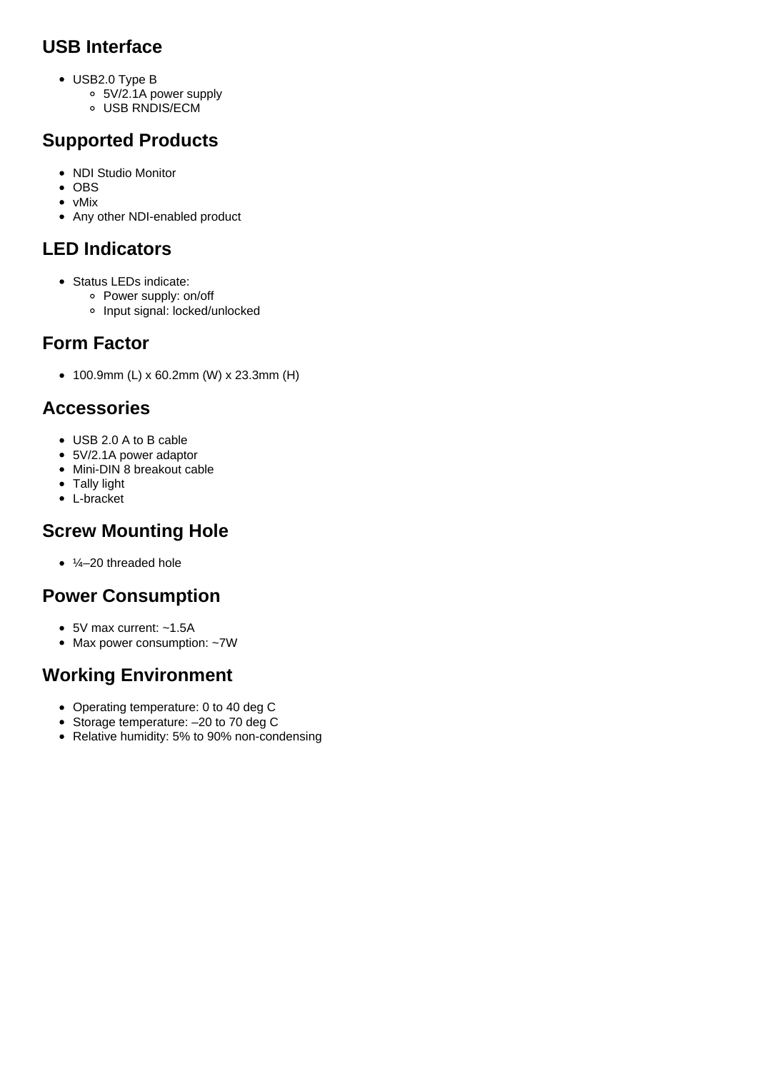## USB Interface

- USB2.0 Type B
  - 5V/2.1A power supply
  - USB RNDIS/ECM

## Supported Products

- NDI Studio Monitor
- OBS
- vMix
- Any other NDI-enabled product

## LED Indicators

- Status LEDs indicate:
  - Power supply: on/off
  - Input signal: locked/unlocked

## Form Factor

- 100.9mm (L) x 60.2mm (W) x 23.3mm (H)

## Accessories

- USB 2.0 A to B cable
- 5V/2.1A power adaptor
- Mini-DIN 8 breakout cable
- Tally light
- L-bracket

## Screw Mounting Hole

- ¼–20 threaded hole

## Power Consumption

- 5V max current: ~1.5A
- Max power consumption: ~7W

## Working Environment

- Operating temperature: 0 to 40 deg C
- Storage temperature: –20 to 70 deg C
- Relative humidity: 5% to 90% non-condensing